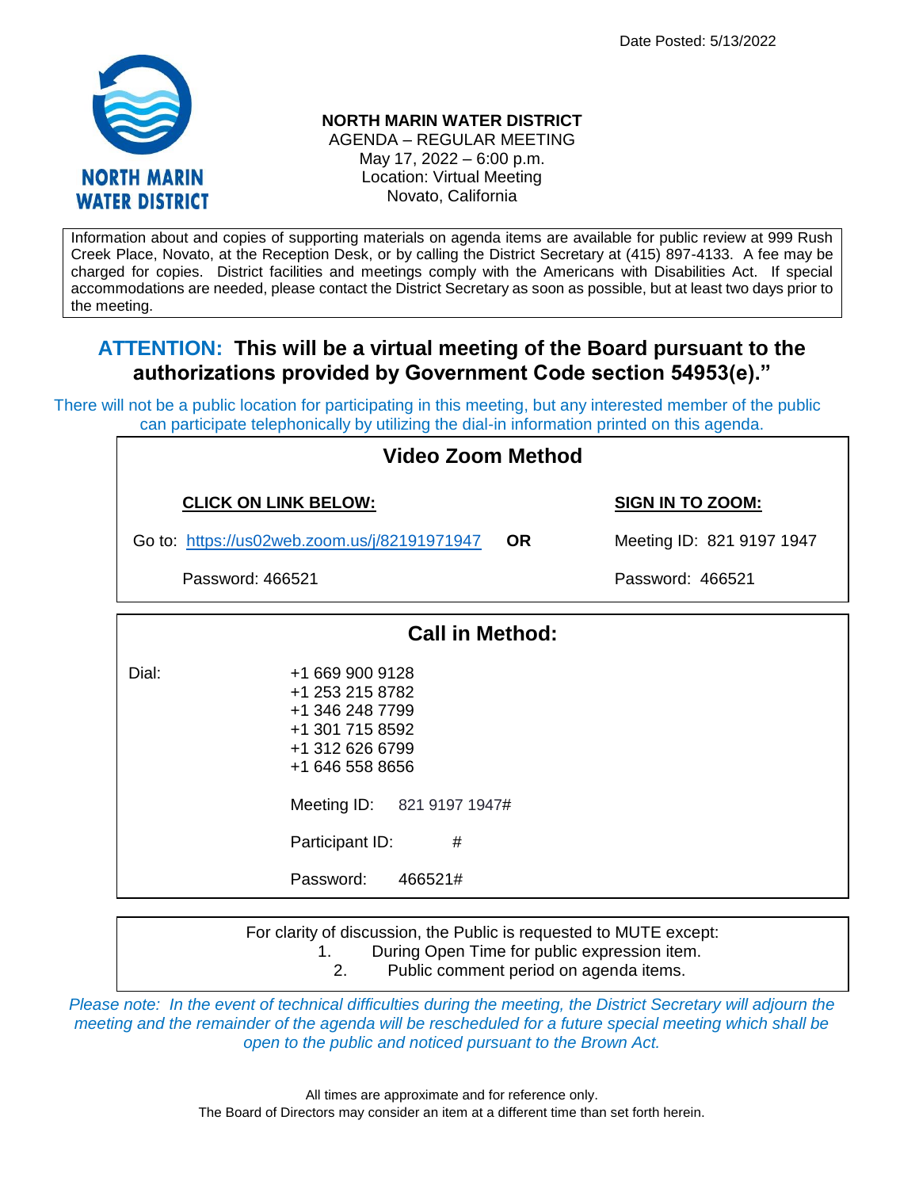Date Posted: 5/13/2022

**NORTH MARIN WATER DISTRICT**
AGENDA – REGULAR MEETING
May 17, 2022 – 6:00 p.m.
Location: Virtual Meeting
Novato, California

Information about and copies of supporting materials on agenda items are available for public review at 999 Rush Creek Place, Novato, at the Reception Desk, or by calling the District Secretary at (415) 897-4133. A fee may be charged for copies. District facilities and meetings comply with the Americans with Disabilities Act. If special accommodations are needed, please contact the District Secretary as soon as possible, but at least two days prior to the meeting.

## ATTENTION: This will be a virtual meeting of the Board pursuant to the authorizations provided by Government Code section 54953(e)."

There will not be a public location for participating in this meeting, but any interested member of the public can participate telephonically by utilizing the dial-in information printed on this agenda.

### Video Zoom Method

| CLICK ON LINK BELOW: | | SIGN IN TO ZOOM: |
|---|---|---|
| Go to: https://us02web.zoom.us/j/82191971947 | **OR** | Meeting ID: 821 9197 1947 |
| Password: 466521 | | Password: 466521 |

### Call in Method:

Dial:
+1 669 900 9128
+1 253 215 8782
+1 346 248 7799
+1 301 715 8592
+1 312 626 6799
+1 646 558 8656

Meeting ID: 821 9197 1947#

Participant ID: #

Password: 466521#

For clarity of discussion, the Public is requested to MUTE except:
1. During Open Time for public expression item.
2. Public comment period on agenda items.

*Please note: In the event of technical difficulties during the meeting, the District Secretary will adjourn the meeting and the remainder of the agenda will be rescheduled for a future special meeting which shall be open to the public and noticed pursuant to the Brown Act.*

All times are approximate and for reference only.
The Board of Directors may consider an item at a different time than set forth herein.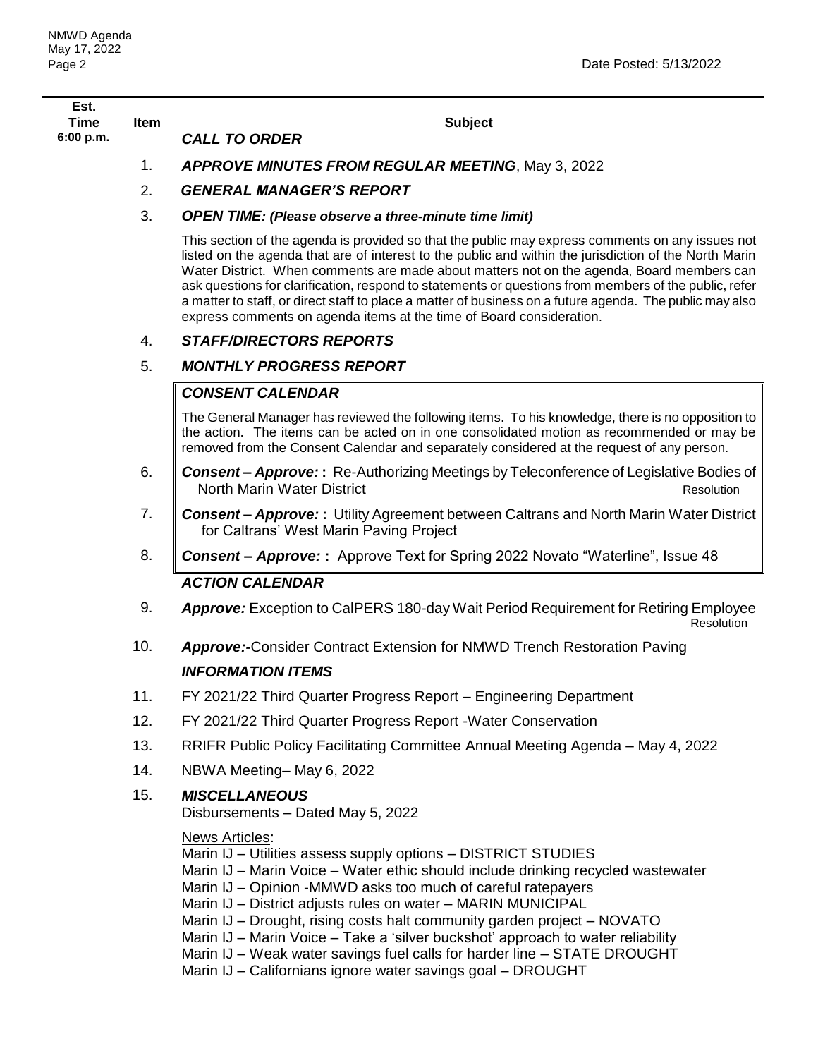| Est. Time | Item | Subject |
|---|---|---|
| 6:00 p.m. | | ***CALL TO ORDER*** |
| | 1. | ***APPROVE MINUTES FROM REGULAR MEETING***, May 3, 2022 |
| | 2. | ***GENERAL MANAGER'S REPORT*** |
| | 3. | ***OPEN TIME: (Please observe a three-minute time limit)*** |

This section of the agenda is provided so that the public may express comments on any issues not listed on the agenda that are of interest to the public and within the jurisdiction of the North Marin Water District. When comments are made about matters not on the agenda, Board members can ask questions for clarification, respond to statements or questions from members of the public, refer a matter to staff, or direct staff to place a matter of business on a future agenda. The public may also express comments on agenda items at the time of Board consideration.

4. ***STAFF/DIRECTORS REPORTS***

5. ***MONTHLY PROGRESS REPORT***

***CONSENT CALENDAR***

The General Manager has reviewed the following items. To his knowledge, there is no opposition to the action. The items can be acted on in one consolidated motion as recommended or may be removed from the Consent Calendar and separately considered at the request of any person.

6. ***Consent – Approve:*** **:** Re-Authorizing Meetings by Teleconference of Legislative Bodies of North Marin Water District — Resolution

7. ***Consent – Approve:*** **:** Utility Agreement between Caltrans and North Marin Water District for Caltrans' West Marin Paving Project

8. ***Consent – Approve:*** **:** Approve Text for Spring 2022 Novato "Waterline", Issue 48

***ACTION CALENDAR***

9. ***Approve:*** Exception to CalPERS 180-day Wait Period Requirement for Retiring Employee — Resolution

10. ***Approve:***-Consider Contract Extension for NMWD Trench Restoration Paving

***INFORMATION ITEMS***

11. FY 2021/22 Third Quarter Progress Report – Engineering Department

12. FY 2021/22 Third Quarter Progress Report -Water Conservation

13. RRIFR Public Policy Facilitating Committee Annual Meeting Agenda – May 4, 2022

14. NBWA Meeting– May 6, 2022

15. ***MISCELLANEOUS***

Disbursements – Dated May 5, 2022

News Articles:

Marin IJ – Utilities assess supply options – DISTRICT STUDIES
Marin IJ – Marin Voice – Water ethic should include drinking recycled wastewater
Marin IJ – Opinion -MMWD asks too much of careful ratepayers
Marin IJ – District adjusts rules on water – MARIN MUNICIPAL
Marin IJ – Drought, rising costs halt community garden project – NOVATO
Marin IJ – Marin Voice – Take a 'silver buckshot' approach to water reliability
Marin IJ – Weak water savings fuel calls for harder line – STATE DROUGHT
Marin IJ – Californians ignore water savings goal – DROUGHT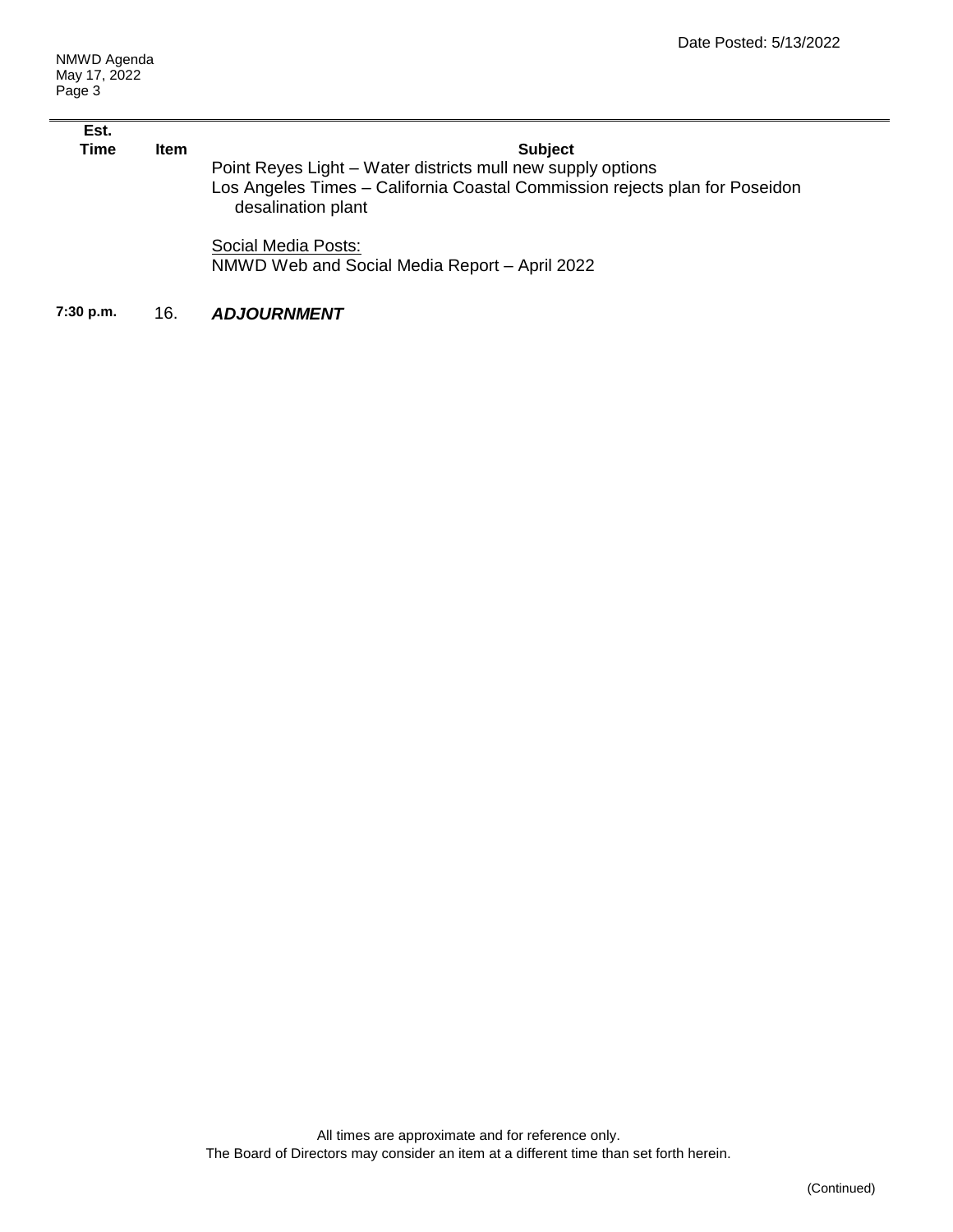Date Posted: 5/13/2022

| Est. Time | Item | Subject |
|---|---|---|
| | | Point Reyes Light – Water districts mull new supply options |
| | | Los Angeles Times – California Coastal Commission rejects plan for Poseidon desalination plant |
| | | Social Media Posts: |
| | | NMWD Web and Social Media Report – April 2022 |
| 7:30 p.m. | 16. | ***ADJOURNMENT*** |

All times are approximate and for reference only.
The Board of Directors may consider an item at a different time than set forth herein.

(Continued)